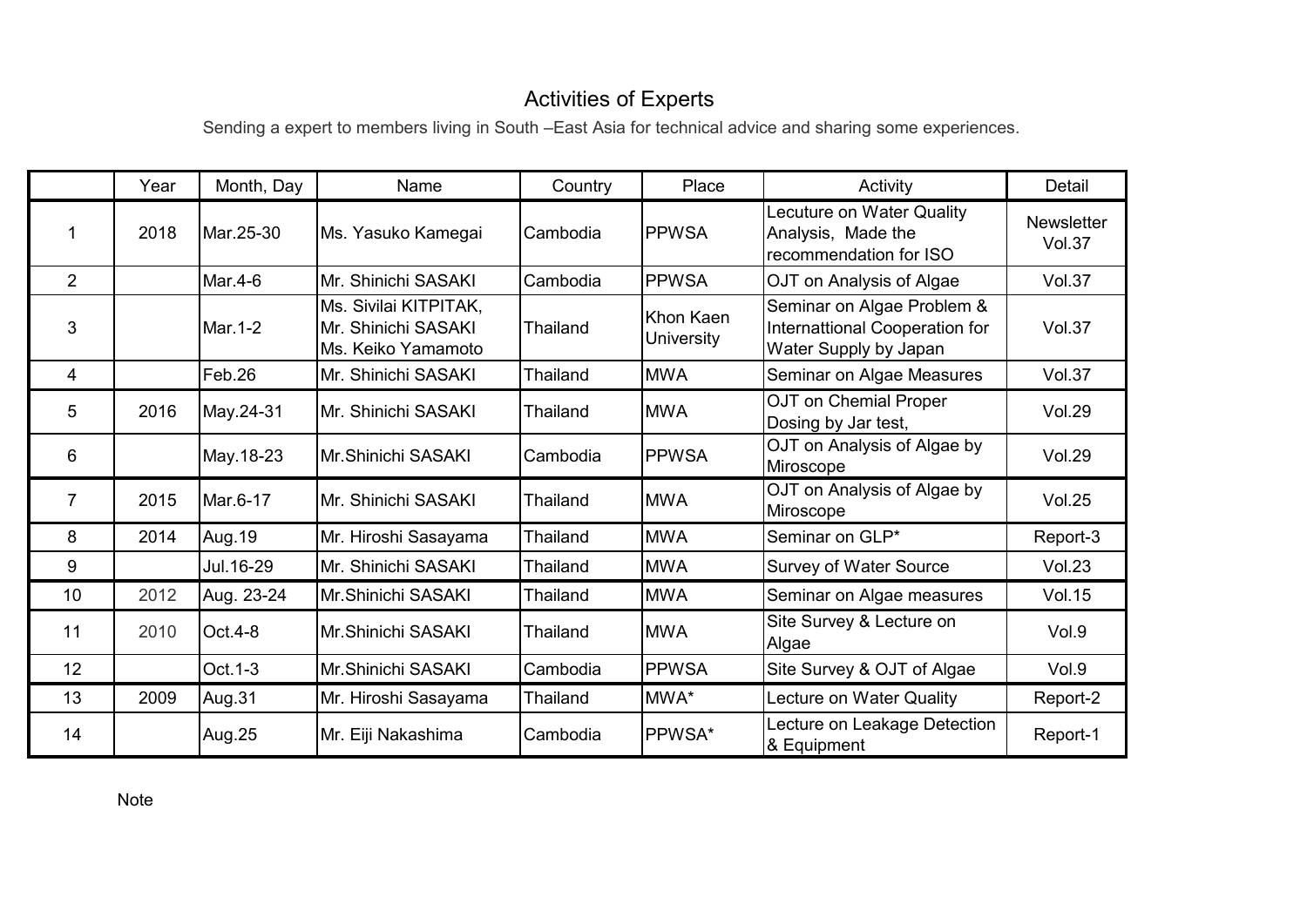# Activities of Experts

Sending a expert to members living in South –East Asia for technical advice and sharing some experiences.

| | Year | Month, Day | Name | Country | Place | Activity | Detail |
|---|---|---|---|---|---|---|---|
| 1 | 2018 | Mar.25-30 | Ms. Yasuko Kamegai | Cambodia | PPWSA | Lecuture on Water Quality Analysis, Made the recommendation for ISO | Newsletter Vol.37 |
| 2 | | Mar.4-6 | Mr. Shinichi SASAKI | Cambodia | PPWSA | OJT on Analysis of Algae | Vol.37 |
| 3 | | Mar.1-2 | Ms. Sivilai KITPITAK, Mr. Shinichi SASAKI Ms. Keiko Yamamoto | Thailand | Khon Kaen University | Seminar on Algae Problem & Internattional Cooperation for Water Supply by Japan | Vol.37 |
| 4 | | Feb.26 | Mr. Shinichi SASAKI | Thailand | MWA | Seminar on Algae Measures | Vol.37 |
| 5 | 2016 | May.24-31 | Mr. Shinichi SASAKI | Thailand | MWA | OJT on Chemial Proper Dosing by Jar test, | Vol.29 |
| 6 | | May.18-23 | Mr.Shinichi SASAKI | Cambodia | PPWSA | OJT on Analysis of Algae by Miroscope | Vol.29 |
| 7 | 2015 | Mar.6-17 | Mr. Shinichi SASAKI | Thailand | MWA | OJT on Analysis of Algae by Miroscope | Vol.25 |
| 8 | 2014 | Aug.19 | Mr. Hiroshi Sasayama | Thailand | MWA | Seminar on GLP* | Report-3 |
| 9 | | Jul.16-29 | Mr. Shinichi SASAKI | Thailand | MWA | Survey of Water Source | Vol.23 |
| 10 | 2012 | Aug. 23-24 | Mr.Shinichi SASAKI | Thailand | MWA | Seminar on Algae measures | Vol.15 |
| 11 | 2010 | Oct.4-8 | Mr.Shinichi SASAKI | Thailand | MWA | Site Survey & Lecture on Algae | Vol.9 |
| 12 | | Oct.1-3 | Mr.Shinichi SASAKI | Cambodia | PPWSA | Site Survey & OJT of Algae | Vol.9 |
| 13 | 2009 | Aug.31 | Mr. Hiroshi Sasayama | Thailand | MWA* | Lecture on Water Quality | Report-2 |
| 14 | | Aug.25 | Mr. Eiji Nakashima | Cambodia | PPWSA* | Lecture on Leakage Detection & Equipment | Report-1 |

Note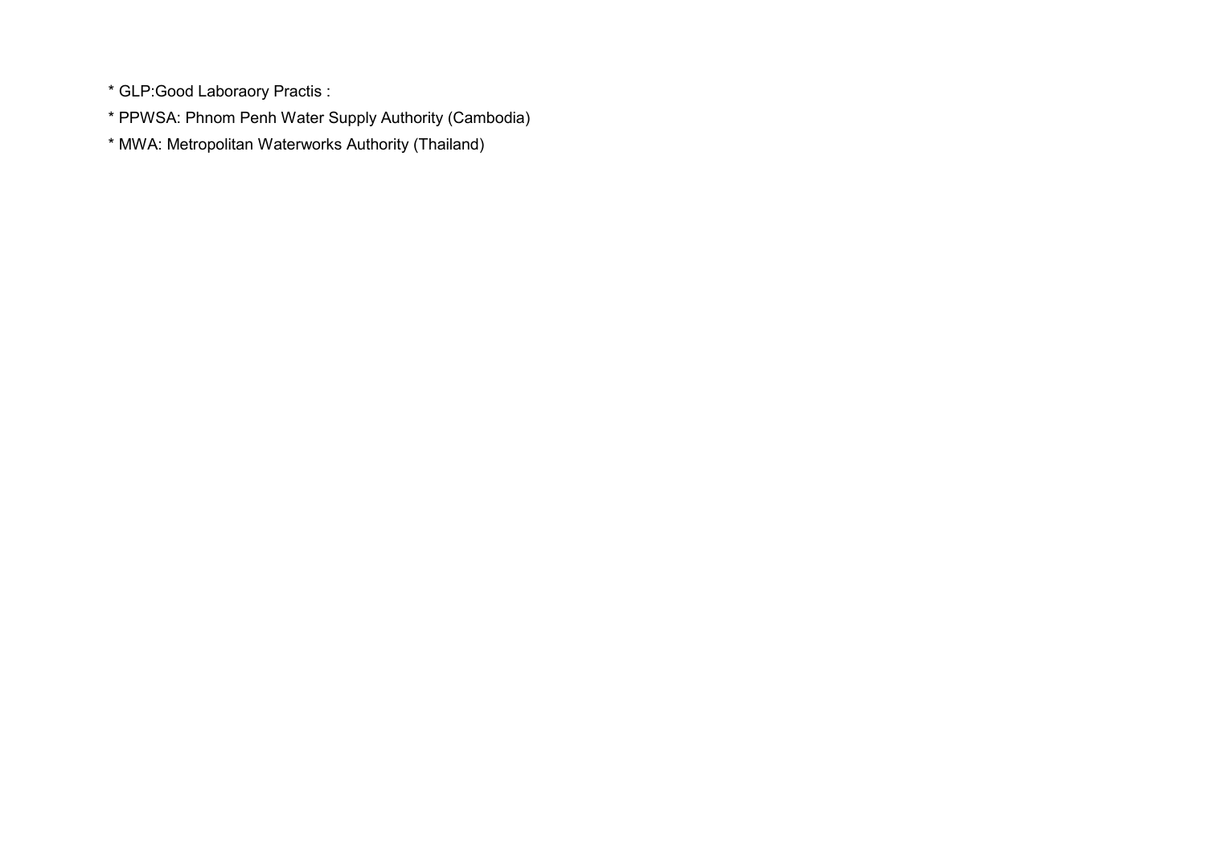* GLP:Good Laboraory Practis :

* PPWSA: Phnom Penh Water Supply Authority (Cambodia)

* MWA: Metropolitan Waterworks Authority (Thailand)